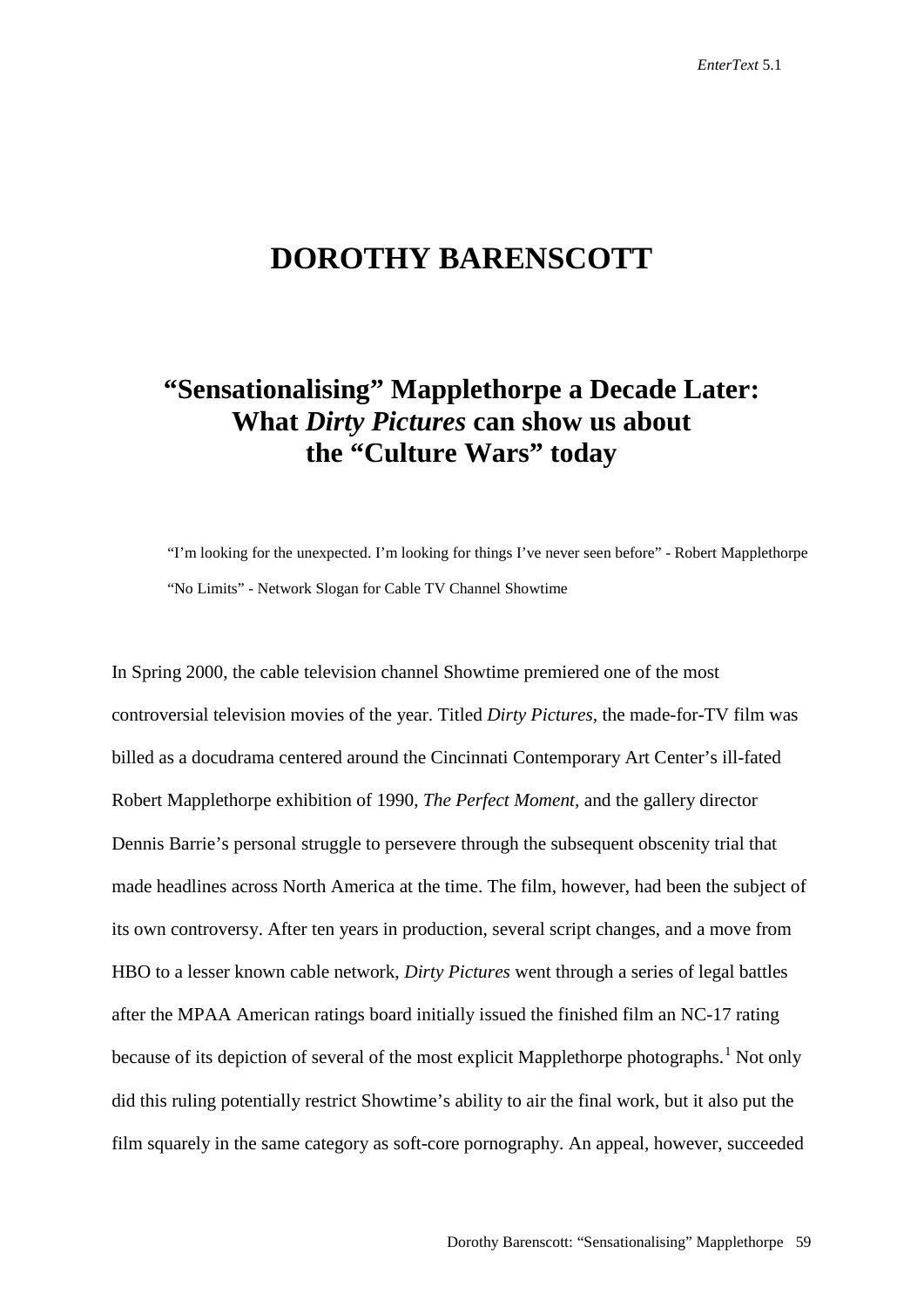# DOROTHY BARENSCOTT

## "Sensationalising" Mapplethorpe a Decade Later: What *Dirty Pictures* can show us about the "Culture Wars" today

> "I'm looking for the unexpected. I'm looking for things I've never seen before" - Robert Mapplethorpe
>
> "No Limits" - Network Slogan for Cable TV Channel Showtime

In Spring 2000, the cable television channel Showtime premiered one of the most controversial television movies of the year. Titled *Dirty Pictures*, the made-for-TV film was billed as a docudrama centered around the Cincinnati Contemporary Art Center's ill-fated Robert Mapplethorpe exhibition of 1990, *The Perfect Moment,* and the gallery director Dennis Barrie's personal struggle to persevere through the subsequent obscenity trial that made headlines across North America at the time. The film, however, had been the subject of its own controversy. After ten years in production, several script changes, and a move from HBO to a lesser known cable network, *Dirty Pictures* went through a series of legal battles after the MPAA American ratings board initially issued the finished film an NC-17 rating because of its depiction of several of the most explicit Mapplethorpe photographs.[1] Not only did this ruling potentially restrict Showtime's ability to air the final work, but it also put the film squarely in the same category as soft-core pornography. An appeal, however, succeeded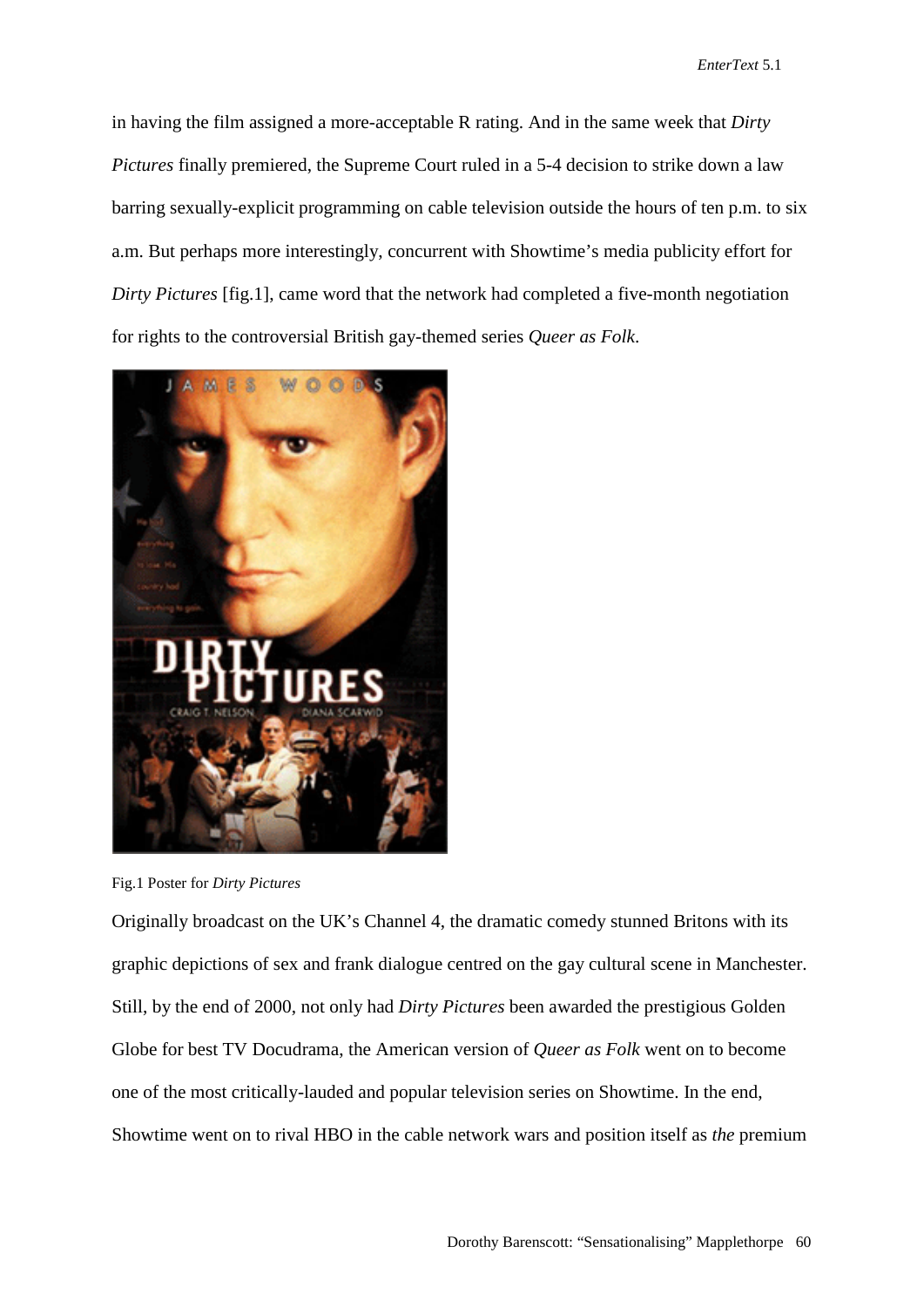in having the film assigned a more-acceptable R rating. And in the same week that *Dirty Pictures* finally premiered, the Supreme Court ruled in a 5-4 decision to strike down a law barring sexually-explicit programming on cable television outside the hours of ten p.m. to six a.m. But perhaps more interestingly, concurrent with Showtime's media publicity effort for *Dirty Pictures* [fig.1], came word that the network had completed a five-month negotiation for rights to the controversial British gay-themed series *Queer as Folk*.

Fig.1 Poster for *Dirty Pictures*

Originally broadcast on the UK's Channel 4, the dramatic comedy stunned Britons with its graphic depictions of sex and frank dialogue centred on the gay cultural scene in Manchester. Still, by the end of 2000, not only had *Dirty Pictures* been awarded the prestigious Golden Globe for best TV Docudrama, the American version of *Queer as Folk* went on to become one of the most critically-lauded and popular television series on Showtime. In the end, Showtime went on to rival HBO in the cable network wars and position itself as *the* premium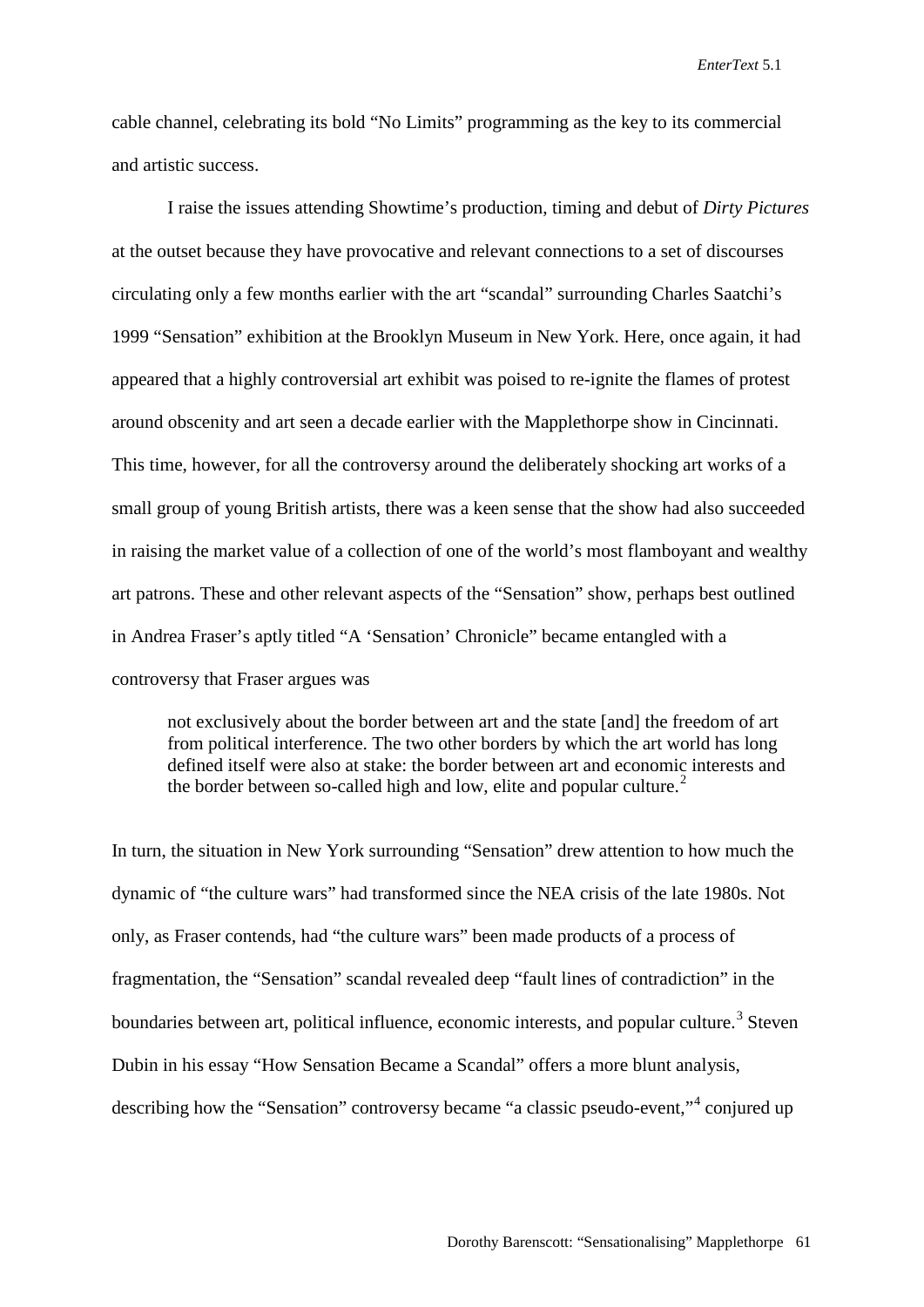cable channel, celebrating its bold "No Limits" programming as the key to its commercial and artistic success.

I raise the issues attending Showtime's production, timing and debut of *Dirty Pictures* at the outset because they have provocative and relevant connections to a set of discourses circulating only a few months earlier with the art "scandal" surrounding Charles Saatchi's 1999 "Sensation" exhibition at the Brooklyn Museum in New York. Here, once again, it had appeared that a highly controversial art exhibit was poised to re-ignite the flames of protest around obscenity and art seen a decade earlier with the Mapplethorpe show in Cincinnati. This time, however, for all the controversy around the deliberately shocking art works of a small group of young British artists, there was a keen sense that the show had also succeeded in raising the market value of a collection of one of the world's most flamboyant and wealthy art patrons. These and other relevant aspects of the "Sensation" show, perhaps best outlined in Andrea Fraser's aptly titled "A 'Sensation' Chronicle" became entangled with a controversy that Fraser argues was

> not exclusively about the border between art and the state [and] the freedom of art from political interference. The two other borders by which the art world has long defined itself were also at stake: the border between art and economic interests and the border between so-called high and low, elite and popular culture.[2]

In turn, the situation in New York surrounding "Sensation" drew attention to how much the dynamic of "the culture wars" had transformed since the NEA crisis of the late 1980s. Not only, as Fraser contends, had "the culture wars" been made products of a process of fragmentation, the "Sensation" scandal revealed deep "fault lines of contradiction" in the boundaries between art, political influence, economic interests, and popular culture.[3] Steven Dubin in his essay "How Sensation Became a Scandal" offers a more blunt analysis, describing how the "Sensation" controversy became "a classic pseudo-event,"[4] conjured up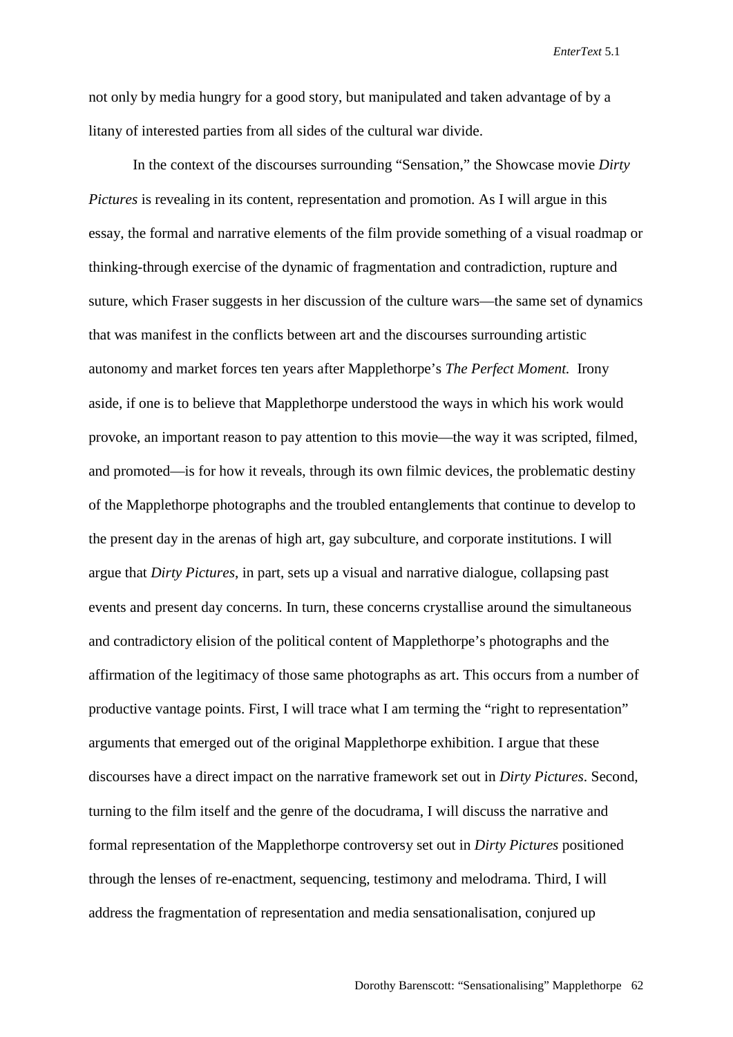not only by media hungry for a good story, but manipulated and taken advantage of by a litany of interested parties from all sides of the cultural war divide.

In the context of the discourses surrounding "Sensation," the Showcase movie *Dirty Pictures* is revealing in its content, representation and promotion. As I will argue in this essay, the formal and narrative elements of the film provide something of a visual roadmap or thinking-through exercise of the dynamic of fragmentation and contradiction, rupture and suture, which Fraser suggests in her discussion of the culture wars—the same set of dynamics that was manifest in the conflicts between art and the discourses surrounding artistic autonomy and market forces ten years after Mapplethorpe's *The Perfect Moment.* Irony aside, if one is to believe that Mapplethorpe understood the ways in which his work would provoke, an important reason to pay attention to this movie—the way it was scripted, filmed, and promoted—is for how it reveals, through its own filmic devices, the problematic destiny of the Mapplethorpe photographs and the troubled entanglements that continue to develop to the present day in the arenas of high art, gay subculture, and corporate institutions. I will argue that *Dirty Pictures*, in part, sets up a visual and narrative dialogue, collapsing past events and present day concerns. In turn, these concerns crystallise around the simultaneous and contradictory elision of the political content of Mapplethorpe's photographs and the affirmation of the legitimacy of those same photographs as art. This occurs from a number of productive vantage points. First, I will trace what I am terming the "right to representation" arguments that emerged out of the original Mapplethorpe exhibition. I argue that these discourses have a direct impact on the narrative framework set out in *Dirty Pictures*. Second, turning to the film itself and the genre of the docudrama, I will discuss the narrative and formal representation of the Mapplethorpe controversy set out in *Dirty Pictures* positioned through the lenses of re-enactment, sequencing, testimony and melodrama. Third, I will address the fragmentation of representation and media sensationalisation, conjured up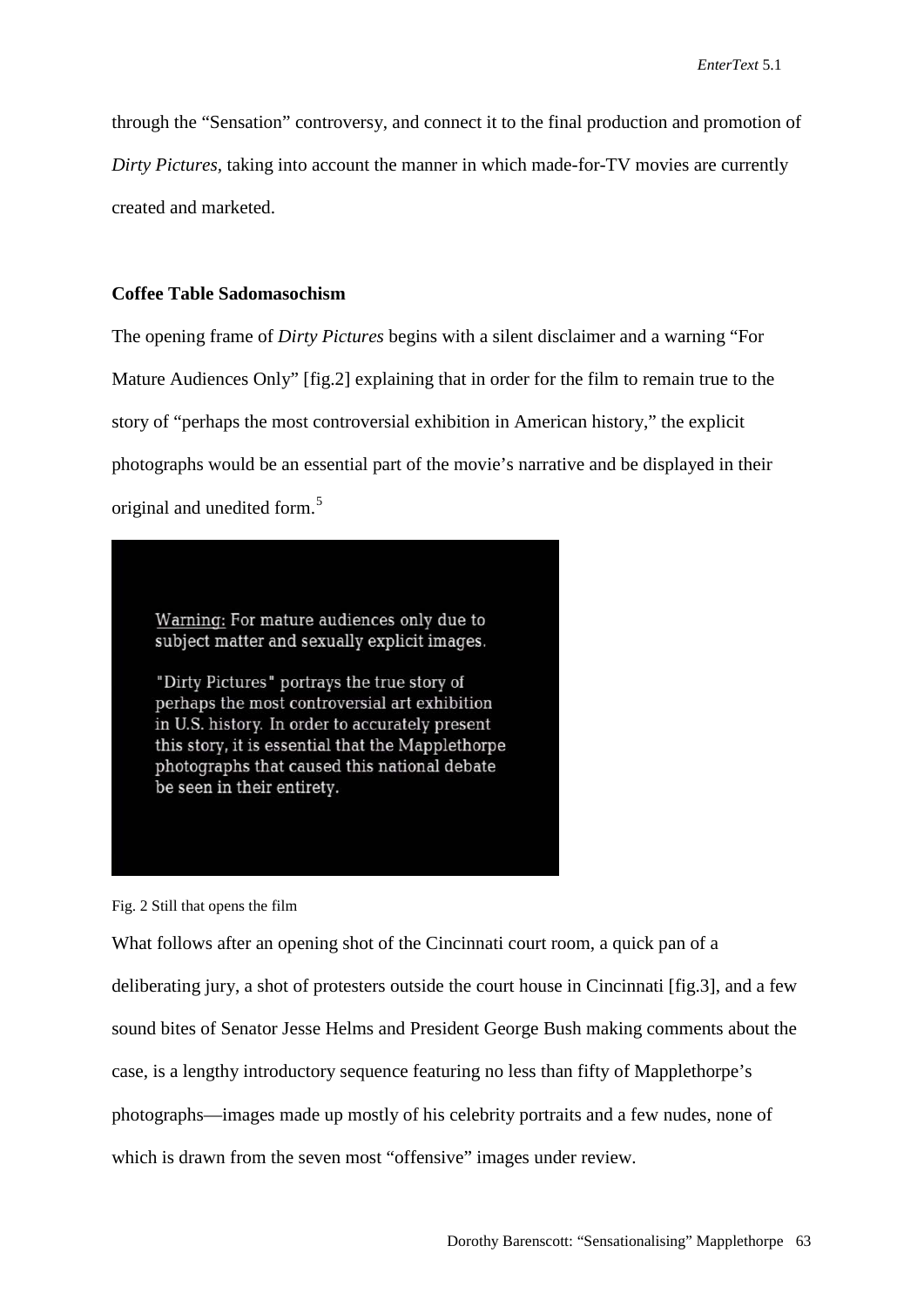through the "Sensation" controversy, and connect it to the final production and promotion of *Dirty Pictures*, taking into account the manner in which made-for-TV movies are currently created and marketed.

## Coffee Table Sadomasochism

The opening frame of *Dirty Pictures* begins with a silent disclaimer and a warning "For Mature Audiences Only" [fig.2] explaining that in order for the film to remain true to the story of "perhaps the most controversial exhibition in American history," the explicit photographs would be an essential part of the movie's narrative and be displayed in their original and unedited form.[5]

> Warning: For mature audiences only due to subject matter and sexually explicit images.
>
> "Dirty Pictures" portrays the true story of perhaps the most controversial art exhibition in U.S. history. In order to accurately present this story, it is essential that the Mapplethorpe photographs that caused this national debate be seen in their entirety.

Fig. 2 Still that opens the film

What follows after an opening shot of the Cincinnati court room, a quick pan of a deliberating jury, a shot of protesters outside the court house in Cincinnati [fig.3], and a few sound bites of Senator Jesse Helms and President George Bush making comments about the case, is a lengthy introductory sequence featuring no less than fifty of Mapplethorpe's photographs—images made up mostly of his celebrity portraits and a few nudes, none of which is drawn from the seven most "offensive" images under review.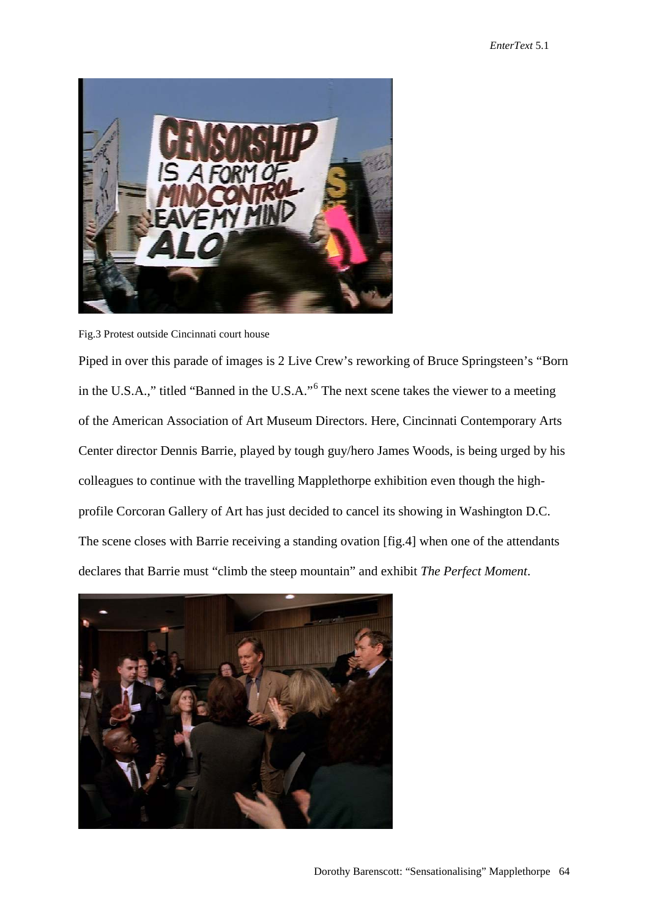Fig.3 Protest outside Cincinnati court house

Piped in over this parade of images is 2 Live Crew's reworking of Bruce Springsteen's "Born in the U.S.A.," titled "Banned in the U.S.A."[6] The next scene takes the viewer to a meeting of the American Association of Art Museum Directors. Here, Cincinnati Contemporary Arts Center director Dennis Barrie, played by tough guy/hero James Woods, is being urged by his colleagues to continue with the travelling Mapplethorpe exhibition even though the high-profile Corcoran Gallery of Art has just decided to cancel its showing in Washington D.C. The scene closes with Barrie receiving a standing ovation [fig.4] when one of the attendants declares that Barrie must "climb the steep mountain" and exhibit *The Perfect Moment*.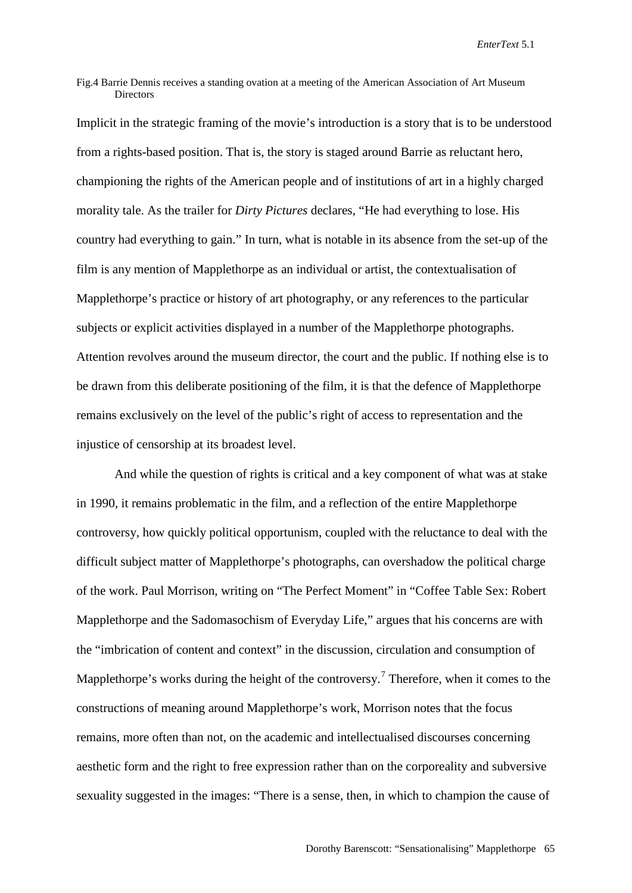Fig.4 Barrie Dennis receives a standing ovation at a meeting of the American Association of Art Museum Directors

Implicit in the strategic framing of the movie's introduction is a story that is to be understood from a rights-based position. That is, the story is staged around Barrie as reluctant hero, championing the rights of the American people and of institutions of art in a highly charged morality tale. As the trailer for *Dirty Pictures* declares, "He had everything to lose. His country had everything to gain." In turn, what is notable in its absence from the set-up of the film is any mention of Mapplethorpe as an individual or artist, the contextualisation of Mapplethorpe's practice or history of art photography, or any references to the particular subjects or explicit activities displayed in a number of the Mapplethorpe photographs. Attention revolves around the museum director, the court and the public. If nothing else is to be drawn from this deliberate positioning of the film, it is that the defence of Mapplethorpe remains exclusively on the level of the public's right of access to representation and the injustice of censorship at its broadest level.

And while the question of rights is critical and a key component of what was at stake in 1990, it remains problematic in the film, and a reflection of the entire Mapplethorpe controversy, how quickly political opportunism, coupled with the reluctance to deal with the difficult subject matter of Mapplethorpe's photographs, can overshadow the political charge of the work. Paul Morrison, writing on "The Perfect Moment" in "Coffee Table Sex: Robert Mapplethorpe and the Sadomasochism of Everyday Life," argues that his concerns are with the "imbrication of content and context" in the discussion, circulation and consumption of Mapplethorpe's works during the height of the controversy.[7] Therefore, when it comes to the constructions of meaning around Mapplethorpe's work, Morrison notes that the focus remains, more often than not, on the academic and intellectualised discourses concerning aesthetic form and the right to free expression rather than on the corporeality and subversive sexuality suggested in the images: "There is a sense, then, in which to champion the cause of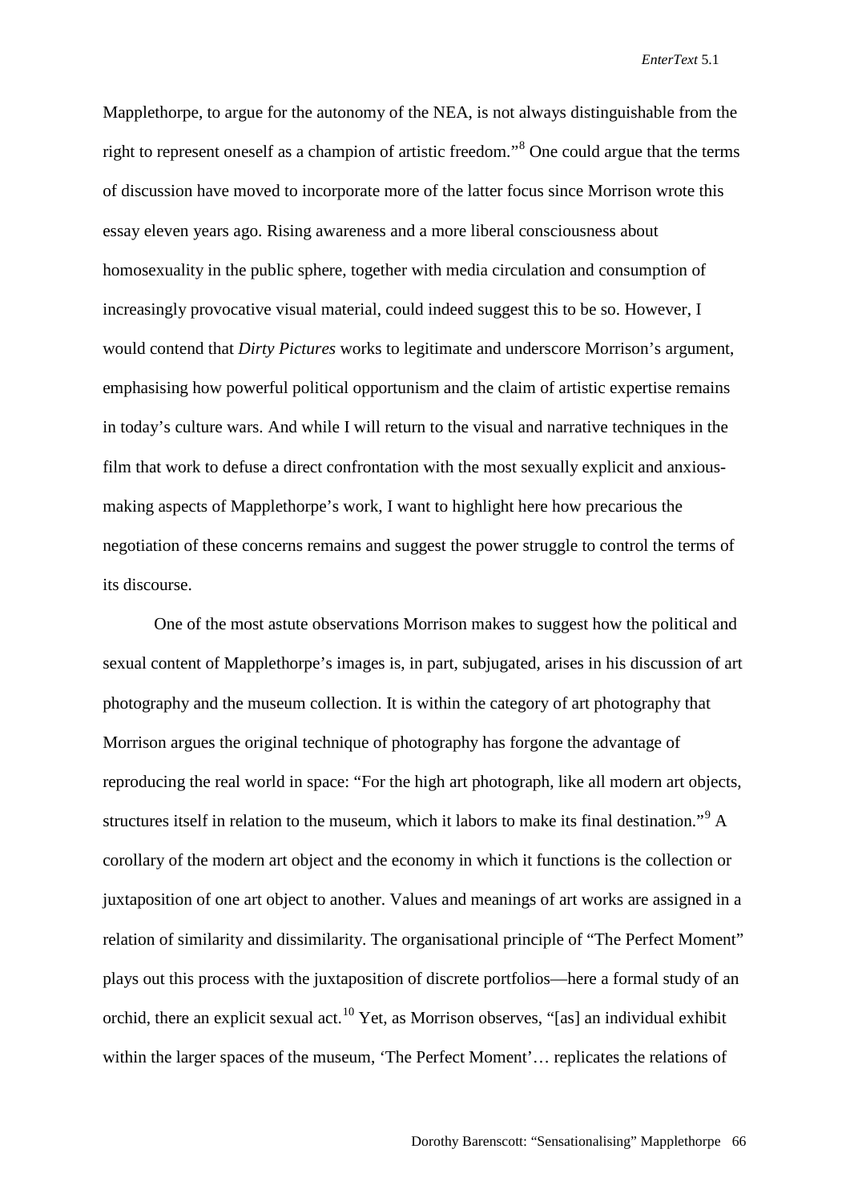Mapplethorpe, to argue for the autonomy of the NEA, is not always distinguishable from the right to represent oneself as a champion of artistic freedom."[8] One could argue that the terms of discussion have moved to incorporate more of the latter focus since Morrison wrote this essay eleven years ago. Rising awareness and a more liberal consciousness about homosexuality in the public sphere, together with media circulation and consumption of increasingly provocative visual material, could indeed suggest this to be so. However, I would contend that *Dirty Pictures* works to legitimate and underscore Morrison's argument, emphasising how powerful political opportunism and the claim of artistic expertise remains in today's culture wars. And while I will return to the visual and narrative techniques in the film that work to defuse a direct confrontation with the most sexually explicit and anxious-making aspects of Mapplethorpe's work, I want to highlight here how precarious the negotiation of these concerns remains and suggest the power struggle to control the terms of its discourse.

One of the most astute observations Morrison makes to suggest how the political and sexual content of Mapplethorpe's images is, in part, subjugated, arises in his discussion of art photography and the museum collection. It is within the category of art photography that Morrison argues the original technique of photography has forgone the advantage of reproducing the real world in space: "For the high art photograph, like all modern art objects, structures itself in relation to the museum, which it labors to make its final destination."[9] A corollary of the modern art object and the economy in which it functions is the collection or juxtaposition of one art object to another. Values and meanings of art works are assigned in a relation of similarity and dissimilarity. The organisational principle of "The Perfect Moment" plays out this process with the juxtaposition of discrete portfolios—here a formal study of an orchid, there an explicit sexual act.[10] Yet, as Morrison observes, "[as] an individual exhibit within the larger spaces of the museum, 'The Perfect Moment'… replicates the relations of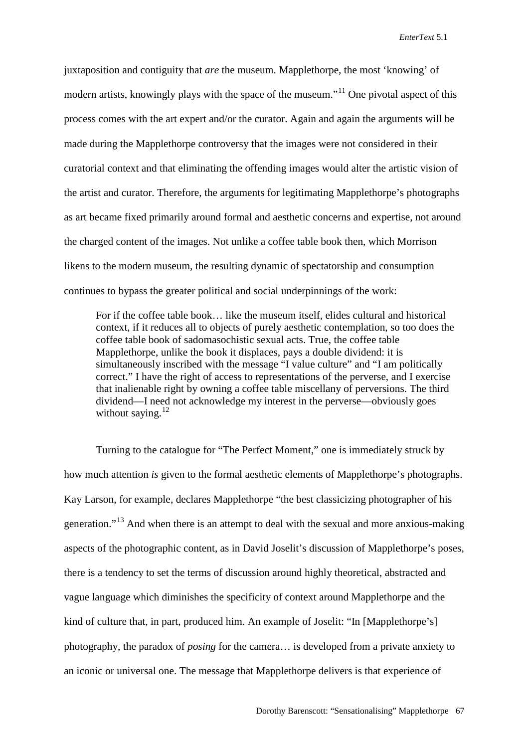juxtaposition and contiguity that *are* the museum. Mapplethorpe, the most 'knowing' of modern artists, knowingly plays with the space of the museum."[11] One pivotal aspect of this process comes with the art expert and/or the curator. Again and again the arguments will be made during the Mapplethorpe controversy that the images were not considered in their curatorial context and that eliminating the offending images would alter the artistic vision of the artist and curator. Therefore, the arguments for legitimating Mapplethorpe's photographs as art became fixed primarily around formal and aesthetic concerns and expertise, not around the charged content of the images. Not unlike a coffee table book then, which Morrison likens to the modern museum, the resulting dynamic of spectatorship and consumption continues to bypass the greater political and social underpinnings of the work:

> For if the coffee table book… like the museum itself, elides cultural and historical context, if it reduces all to objects of purely aesthetic contemplation, so too does the coffee table book of sadomasochistic sexual acts. True, the coffee table Mapplethorpe, unlike the book it displaces, pays a double dividend: it is simultaneously inscribed with the message "I value culture" and "I am politically correct." I have the right of access to representations of the perverse, and I exercise that inalienable right by owning a coffee table miscellany of perversions. The third dividend—I need not acknowledge my interest in the perverse—obviously goes without saying.[12]

Turning to the catalogue for "The Perfect Moment," one is immediately struck by how much attention *is* given to the formal aesthetic elements of Mapplethorpe's photographs. Kay Larson, for example, declares Mapplethorpe "the best classicizing photographer of his generation."[13] And when there is an attempt to deal with the sexual and more anxious-making aspects of the photographic content, as in David Joselit's discussion of Mapplethorpe's poses, there is a tendency to set the terms of discussion around highly theoretical, abstracted and vague language which diminishes the specificity of context around Mapplethorpe and the kind of culture that, in part, produced him. An example of Joselit: "In [Mapplethorpe's] photography, the paradox of *posing* for the camera… is developed from a private anxiety to an iconic or universal one. The message that Mapplethorpe delivers is that experience of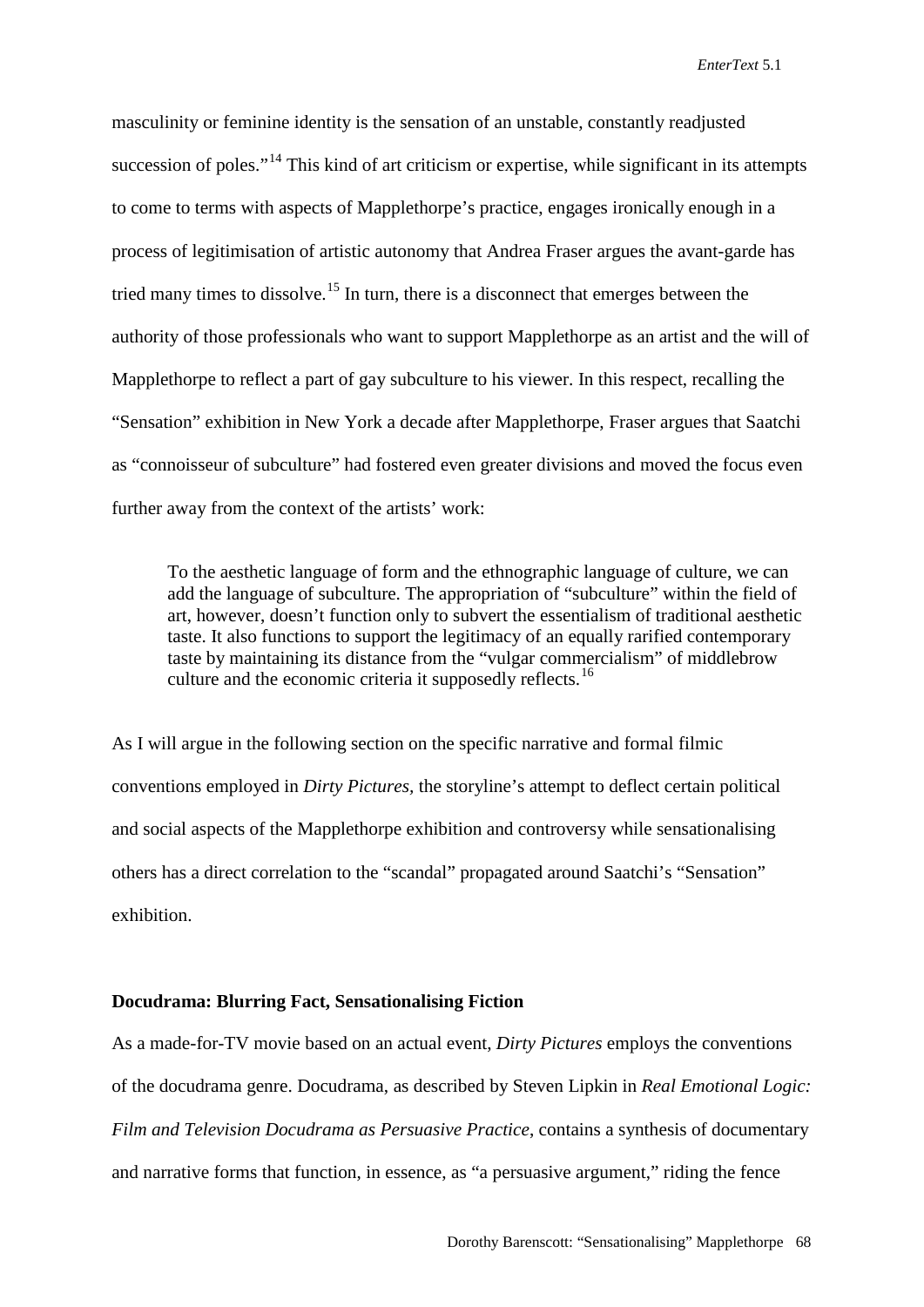masculinity or feminine identity is the sensation of an unstable, constantly readjusted succession of poles."[14] This kind of art criticism or expertise, while significant in its attempts to come to terms with aspects of Mapplethorpe's practice, engages ironically enough in a process of legitimisation of artistic autonomy that Andrea Fraser argues the avant-garde has tried many times to dissolve.[15] In turn, there is a disconnect that emerges between the authority of those professionals who want to support Mapplethorpe as an artist and the will of Mapplethorpe to reflect a part of gay subculture to his viewer. In this respect, recalling the "Sensation" exhibition in New York a decade after Mapplethorpe, Fraser argues that Saatchi as "connoisseur of subculture" had fostered even greater divisions and moved the focus even further away from the context of the artists' work:

> To the aesthetic language of form and the ethnographic language of culture, we can add the language of subculture. The appropriation of "subculture" within the field of art, however, doesn't function only to subvert the essentialism of traditional aesthetic taste. It also functions to support the legitimacy of an equally rarified contemporary taste by maintaining its distance from the "vulgar commercialism" of middlebrow culture and the economic criteria it supposedly reflects.[16]

As I will argue in the following section on the specific narrative and formal filmic conventions employed in *Dirty Pictures,* the storyline's attempt to deflect certain political and social aspects of the Mapplethorpe exhibition and controversy while sensationalising others has a direct correlation to the "scandal" propagated around Saatchi's "Sensation" exhibition.

**Docudrama: Blurring Fact, Sensationalising Fiction**

As a made-for-TV movie based on an actual event, *Dirty Pictures* employs the conventions of the docudrama genre. Docudrama, as described by Steven Lipkin in *Real Emotional Logic: Film and Television Docudrama as Persuasive Practice*, contains a synthesis of documentary and narrative forms that function, in essence, as "a persuasive argument," riding the fence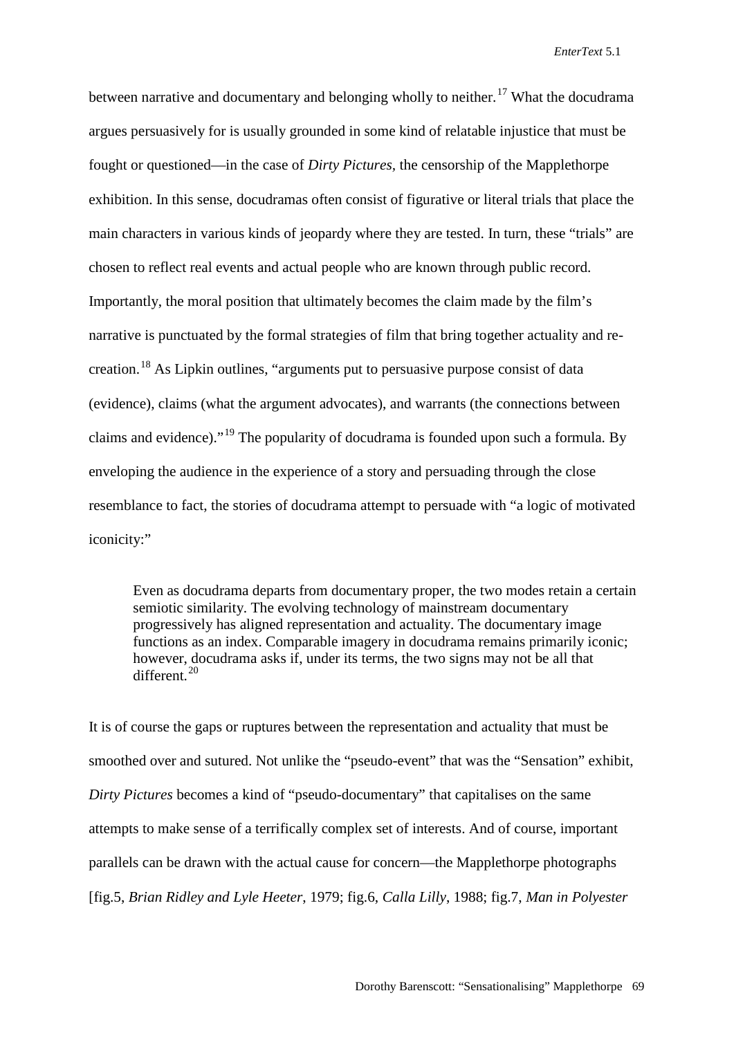between narrative and documentary and belonging wholly to neither.[17] What the docudrama argues persuasively for is usually grounded in some kind of relatable injustice that must be fought or questioned—in the case of *Dirty Pictures*, the censorship of the Mapplethorpe exhibition. In this sense, docudramas often consist of figurative or literal trials that place the main characters in various kinds of jeopardy where they are tested. In turn, these "trials" are chosen to reflect real events and actual people who are known through public record. Importantly, the moral position that ultimately becomes the claim made by the film's narrative is punctuated by the formal strategies of film that bring together actuality and re-creation.[18] As Lipkin outlines, "arguments put to persuasive purpose consist of data (evidence), claims (what the argument advocates), and warrants (the connections between claims and evidence)."[19] The popularity of docudrama is founded upon such a formula. By enveloping the audience in the experience of a story and persuading through the close resemblance to fact, the stories of docudrama attempt to persuade with "a logic of motivated iconicity:"

> Even as docudrama departs from documentary proper, the two modes retain a certain semiotic similarity. The evolving technology of mainstream documentary progressively has aligned representation and actuality. The documentary image functions as an index. Comparable imagery in docudrama remains primarily iconic; however, docudrama asks if, under its terms, the two signs may not be all that different.[20]

It is of course the gaps or ruptures between the representation and actuality that must be smoothed over and sutured. Not unlike the "pseudo-event" that was the "Sensation" exhibit, *Dirty Pictures* becomes a kind of "pseudo-documentary" that capitalises on the same attempts to make sense of a terrifically complex set of interests. And of course, important parallels can be drawn with the actual cause for concern—the Mapplethorpe photographs [fig.5, *Brian Ridley and Lyle Heeter*, 1979; fig.6, *Calla Lilly*, 1988; fig.7, *Man in Polyester*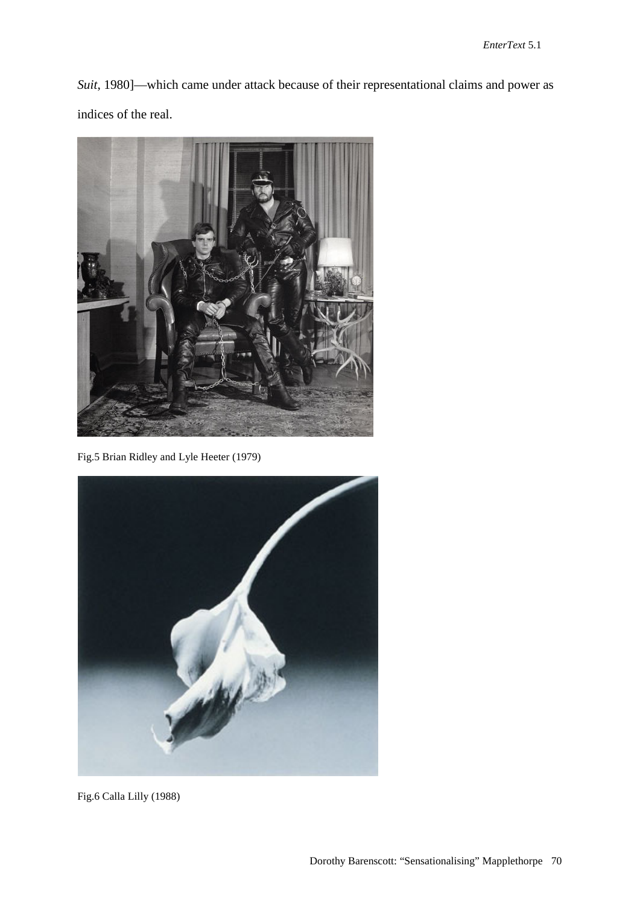*Suit*, 1980]—which came under attack because of their representational claims and power as indices of the real.

Fig.5 Brian Ridley and Lyle Heeter (1979)

Fig.6 Calla Lilly (1988)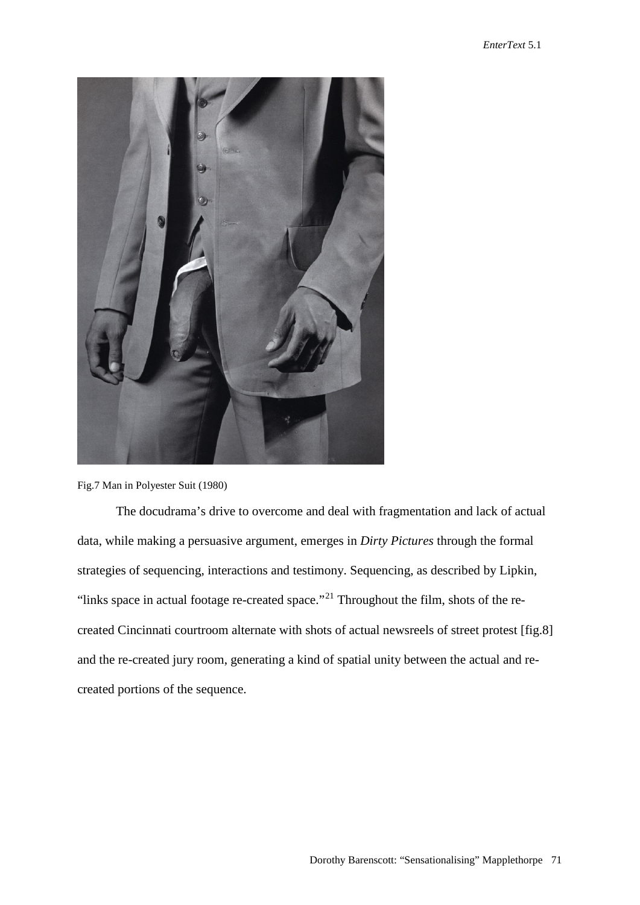Fig.7 Man in Polyester Suit (1980)

The docudrama's drive to overcome and deal with fragmentation and lack of actual data, while making a persuasive argument, emerges in *Dirty Pictures* through the formal strategies of sequencing, interactions and testimony. Sequencing, as described by Lipkin, "links space in actual footage re-created space."[21] Throughout the film, shots of the re-created Cincinnati courtroom alternate with shots of actual newsreels of street protest [fig.8] and the re-created jury room, generating a kind of spatial unity between the actual and re-created portions of the sequence.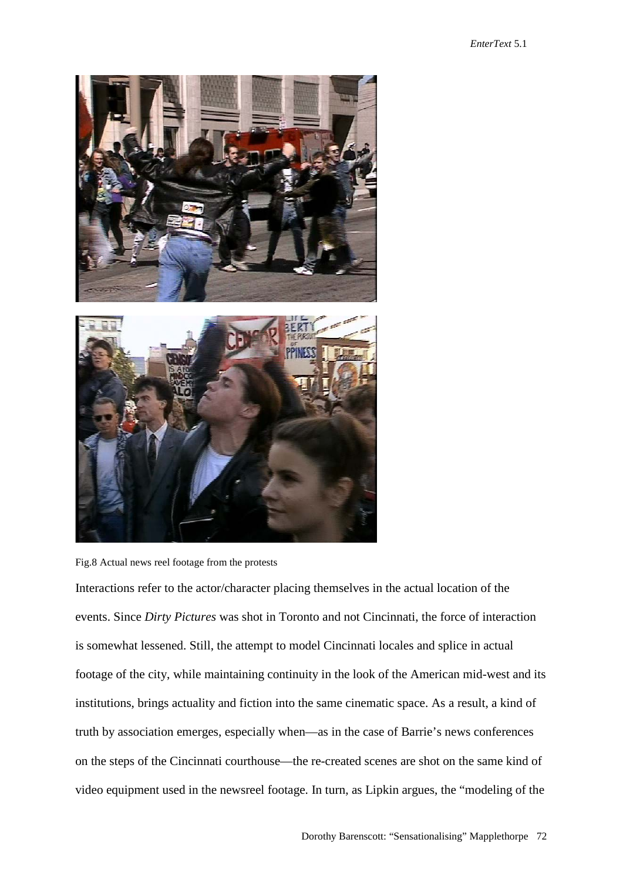Fig.8 Actual news reel footage from the protests

Interactions refer to the actor/character placing themselves in the actual location of the events. Since *Dirty Pictures* was shot in Toronto and not Cincinnati, the force of interaction is somewhat lessened. Still, the attempt to model Cincinnati locales and splice in actual footage of the city, while maintaining continuity in the look of the American mid-west and its institutions, brings actuality and fiction into the same cinematic space. As a result, a kind of truth by association emerges, especially when—as in the case of Barrie's news conferences on the steps of the Cincinnati courthouse—the re-created scenes are shot on the same kind of video equipment used in the newsreel footage. In turn, as Lipkin argues, the "modeling of the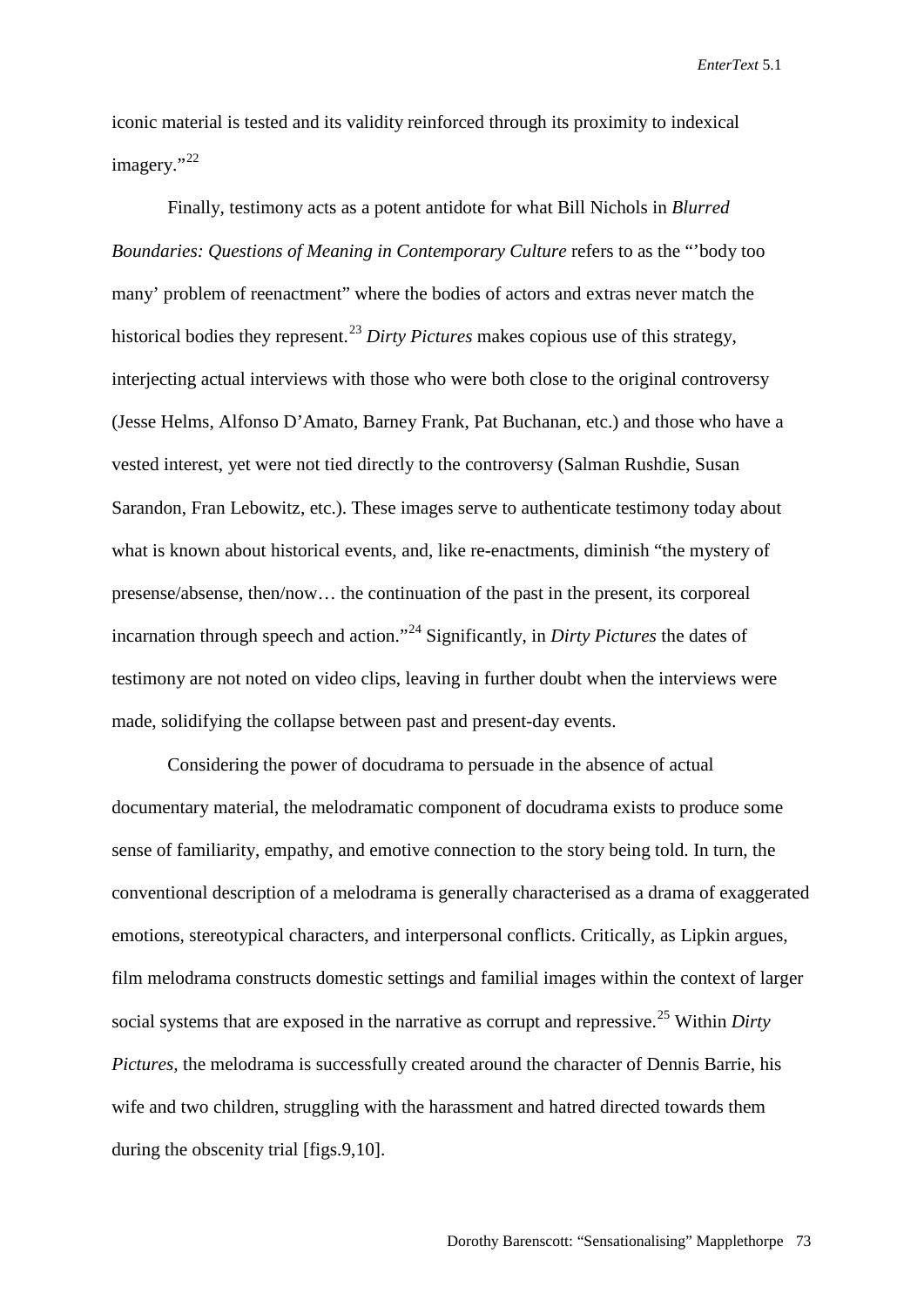iconic material is tested and its validity reinforced through its proximity to indexical imagery."[22]

Finally, testimony acts as a potent antidote for what Bill Nichols in *Blurred Boundaries: Questions of Meaning in Contemporary Culture* refers to as the "'body too many' problem of reenactment" where the bodies of actors and extras never match the historical bodies they represent.[23] *Dirty Pictures* makes copious use of this strategy, interjecting actual interviews with those who were both close to the original controversy (Jesse Helms, Alfonso D'Amato, Barney Frank, Pat Buchanan, etc.) and those who have a vested interest, yet were not tied directly to the controversy (Salman Rushdie, Susan Sarandon, Fran Lebowitz, etc.). These images serve to authenticate testimony today about what is known about historical events, and, like re-enactments, diminish "the mystery of presense/absense, then/now… the continuation of the past in the present, its corporeal incarnation through speech and action."[24] Significantly, in *Dirty Pictures* the dates of testimony are not noted on video clips, leaving in further doubt when the interviews were made, solidifying the collapse between past and present-day events.

Considering the power of docudrama to persuade in the absence of actual documentary material, the melodramatic component of docudrama exists to produce some sense of familiarity, empathy, and emotive connection to the story being told. In turn, the conventional description of a melodrama is generally characterised as a drama of exaggerated emotions, stereotypical characters, and interpersonal conflicts. Critically, as Lipkin argues, film melodrama constructs domestic settings and familial images within the context of larger social systems that are exposed in the narrative as corrupt and repressive.[25] Within *Dirty Pictures*, the melodrama is successfully created around the character of Dennis Barrie, his wife and two children, struggling with the harassment and hatred directed towards them during the obscenity trial [figs.9,10].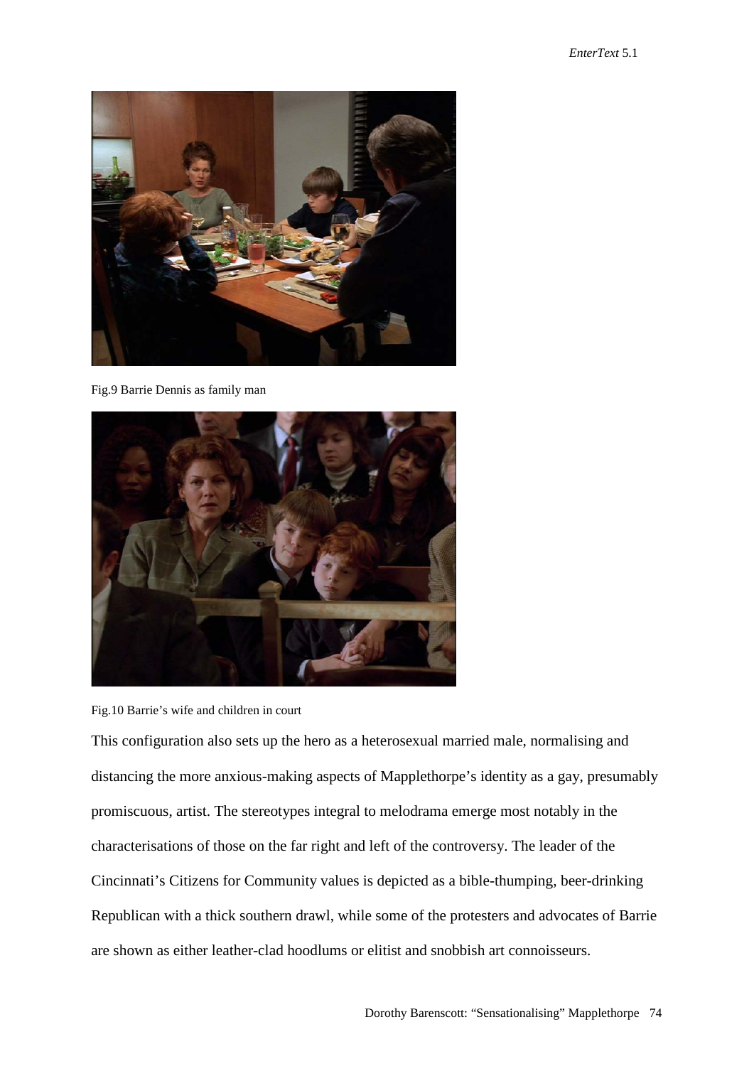Fig.9 Barrie Dennis as family man

Fig.10 Barrie's wife and children in court

This configuration also sets up the hero as a heterosexual married male, normalising and distancing the more anxious-making aspects of Mapplethorpe's identity as a gay, presumably promiscuous, artist. The stereotypes integral to melodrama emerge most notably in the characterisations of those on the far right and left of the controversy. The leader of the Cincinnati's Citizens for Community values is depicted as a bible-thumping, beer-drinking Republican with a thick southern drawl, while some of the protesters and advocates of Barrie are shown as either leather-clad hoodlums or elitist and snobbish art connoisseurs.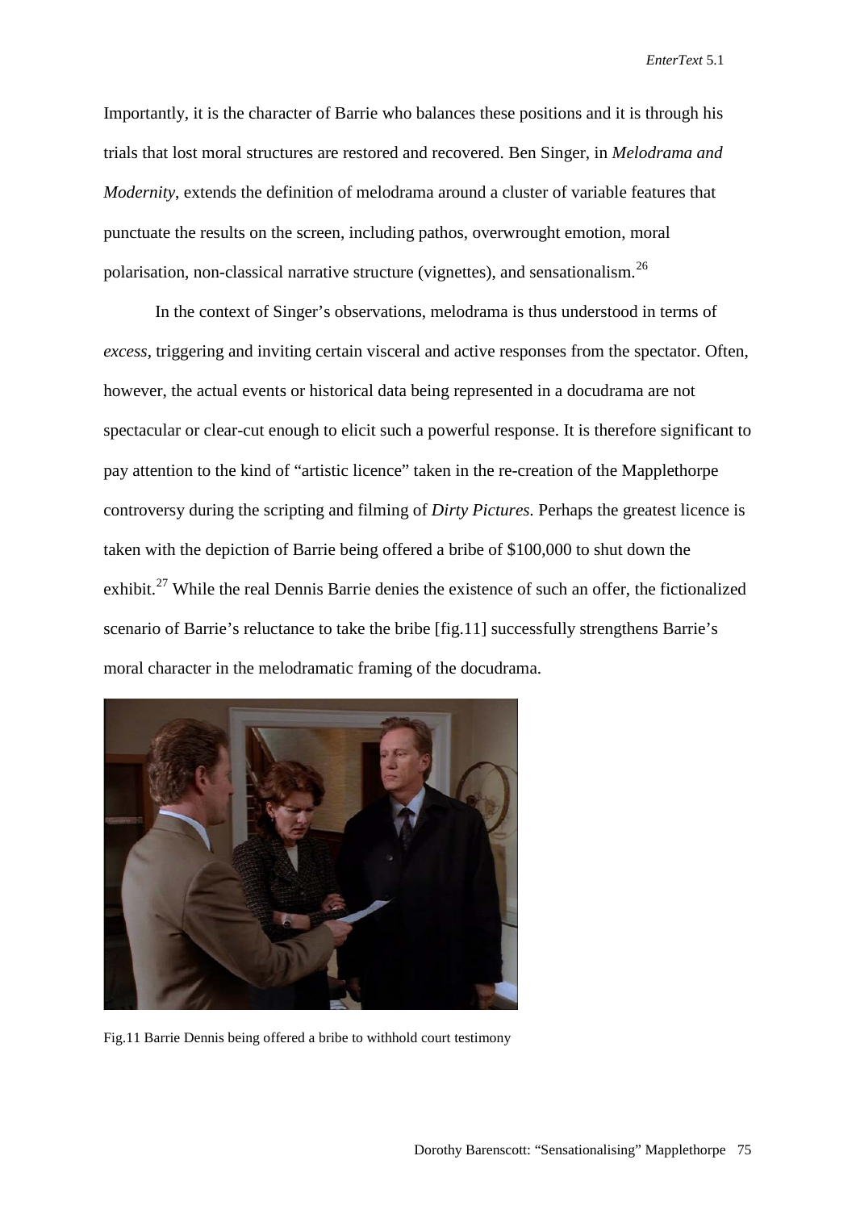Importantly, it is the character of Barrie who balances these positions and it is through his trials that lost moral structures are restored and recovered. Ben Singer, in *Melodrama and Modernity*, extends the definition of melodrama around a cluster of variable features that punctuate the results on the screen, including pathos, overwrought emotion, moral polarisation, non-classical narrative structure (vignettes), and sensationalism.[26]

In the context of Singer's observations, melodrama is thus understood in terms of *excess*, triggering and inviting certain visceral and active responses from the spectator. Often, however, the actual events or historical data being represented in a docudrama are not spectacular or clear-cut enough to elicit such a powerful response. It is therefore significant to pay attention to the kind of "artistic licence" taken in the re-creation of the Mapplethorpe controversy during the scripting and filming of *Dirty Pictures.* Perhaps the greatest licence is taken with the depiction of Barrie being offered a bribe of $100,000 to shut down the exhibit.[27] While the real Dennis Barrie denies the existence of such an offer, the fictionalized scenario of Barrie's reluctance to take the bribe [fig.11] successfully strengthens Barrie's moral character in the melodramatic framing of the docudrama.

Fig.11 Barrie Dennis being offered a bribe to withhold court testimony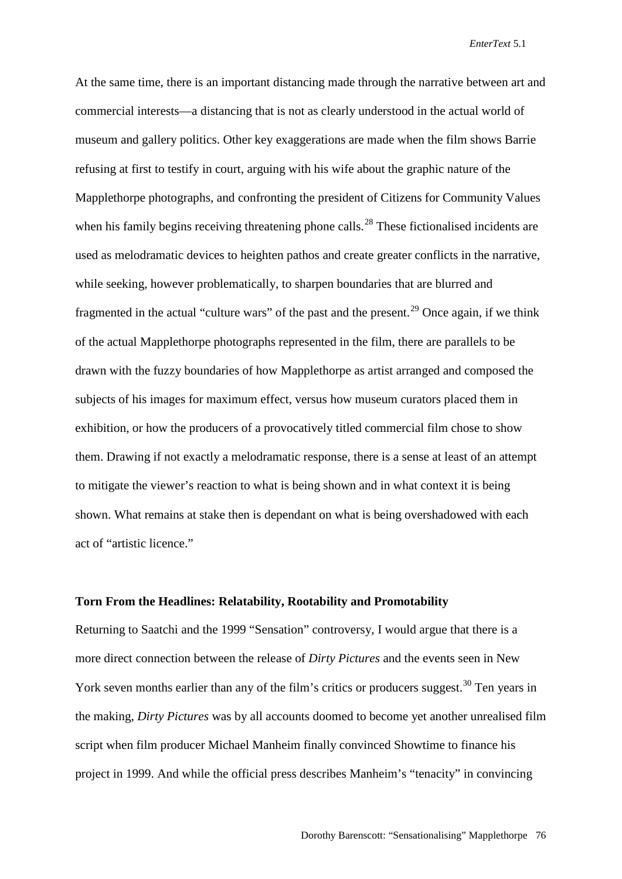At the same time, there is an important distancing made through the narrative between art and commercial interests—a distancing that is not as clearly understood in the actual world of museum and gallery politics. Other key exaggerations are made when the film shows Barrie refusing at first to testify in court, arguing with his wife about the graphic nature of the Mapplethorpe photographs, and confronting the president of Citizens for Community Values when his family begins receiving threatening phone calls.[28] These fictionalised incidents are used as melodramatic devices to heighten pathos and create greater conflicts in the narrative, while seeking, however problematically, to sharpen boundaries that are blurred and fragmented in the actual "culture wars" of the past and the present.[29] Once again, if we think of the actual Mapplethorpe photographs represented in the film, there are parallels to be drawn with the fuzzy boundaries of how Mapplethorpe as artist arranged and composed the subjects of his images for maximum effect, versus how museum curators placed them in exhibition, or how the producers of a provocatively titled commercial film chose to show them. Drawing if not exactly a melodramatic response, there is a sense at least of an attempt to mitigate the viewer's reaction to what is being shown and in what context it is being shown. What remains at stake then is dependant on what is being overshadowed with each act of "artistic licence."

**Torn From the Headlines: Relatability, Rootability and Promotability**

Returning to Saatchi and the 1999 "Sensation" controversy, I would argue that there is a more direct connection between the release of *Dirty Pictures* and the events seen in New York seven months earlier than any of the film's critics or producers suggest.[30] Ten years in the making, *Dirty Pictures* was by all accounts doomed to become yet another unrealised film script when film producer Michael Manheim finally convinced Showtime to finance his project in 1999. And while the official press describes Manheim's "tenacity" in convincing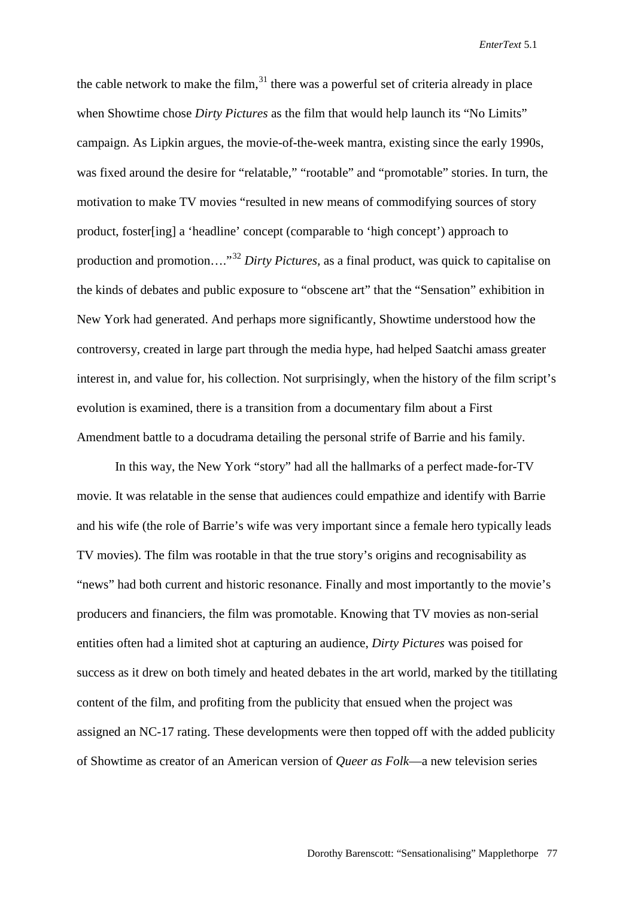the cable network to make the film,[31] there was a powerful set of criteria already in place when Showtime chose *Dirty Pictures* as the film that would help launch its "No Limits" campaign. As Lipkin argues, the movie-of-the-week mantra, existing since the early 1990s, was fixed around the desire for "relatable," "rootable" and "promotable" stories. In turn, the motivation to make TV movies "resulted in new means of commodifying sources of story product, foster[ing] a 'headline' concept (comparable to 'high concept') approach to production and promotion…"[32] *Dirty Pictures,* as a final product, was quick to capitalise on the kinds of debates and public exposure to "obscene art" that the "Sensation" exhibition in New York had generated. And perhaps more significantly, Showtime understood how the controversy, created in large part through the media hype, had helped Saatchi amass greater interest in, and value for, his collection. Not surprisingly, when the history of the film script's evolution is examined, there is a transition from a documentary film about a First Amendment battle to a docudrama detailing the personal strife of Barrie and his family.

In this way, the New York "story" had all the hallmarks of a perfect made-for-TV movie. It was relatable in the sense that audiences could empathize and identify with Barrie and his wife (the role of Barrie's wife was very important since a female hero typically leads TV movies). The film was rootable in that the true story's origins and recognisability as "news" had both current and historic resonance. Finally and most importantly to the movie's producers and financiers, the film was promotable. Knowing that TV movies as non-serial entities often had a limited shot at capturing an audience, *Dirty Pictures* was poised for success as it drew on both timely and heated debates in the art world, marked by the titillating content of the film, and profiting from the publicity that ensued when the project was assigned an NC-17 rating. These developments were then topped off with the added publicity of Showtime as creator of an American version of *Queer as Folk*—a new television series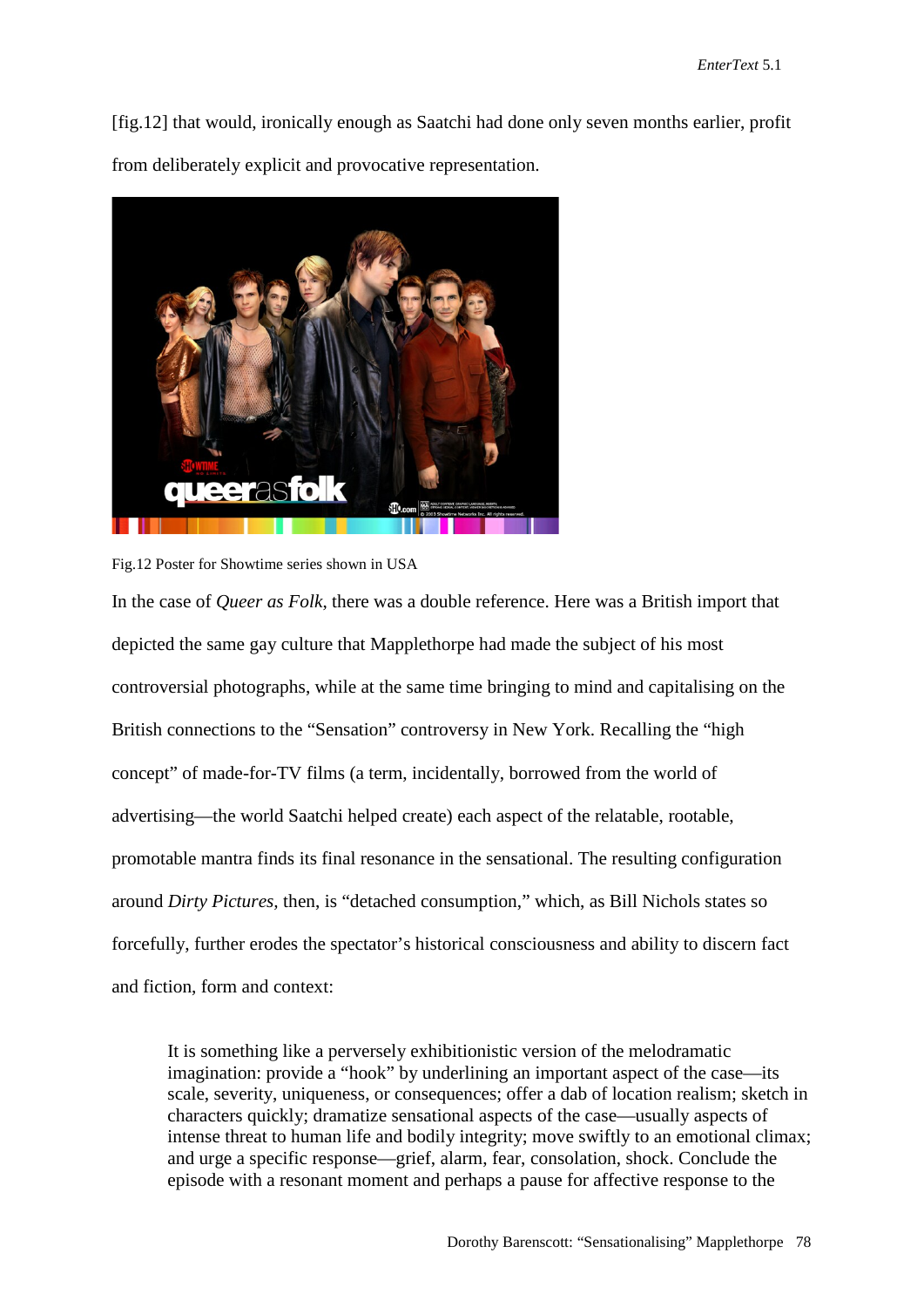[fig.12] that would, ironically enough as Saatchi had done only seven months earlier, profit from deliberately explicit and provocative representation.

Fig.12 Poster for Showtime series shown in USA

In the case of *Queer as Folk*, there was a double reference. Here was a British import that depicted the same gay culture that Mapplethorpe had made the subject of his most controversial photographs, while at the same time bringing to mind and capitalising on the British connections to the "Sensation" controversy in New York. Recalling the "high concept" of made-for-TV films (a term, incidentally, borrowed from the world of advertising—the world Saatchi helped create) each aspect of the relatable, rootable, promotable mantra finds its final resonance in the sensational. The resulting configuration around *Dirty Pictures*, then, is "detached consumption," which, as Bill Nichols states so forcefully, further erodes the spectator's historical consciousness and ability to discern fact and fiction, form and context:

> It is something like a perversely exhibitionistic version of the melodramatic imagination: provide a "hook" by underlining an important aspect of the case—its scale, severity, uniqueness, or consequences; offer a dab of location realism; sketch in characters quickly; dramatize sensational aspects of the case—usually aspects of intense threat to human life and bodily integrity; move swiftly to an emotional climax; and urge a specific response—grief, alarm, fear, consolation, shock. Conclude the episode with a resonant moment and perhaps a pause for affective response to the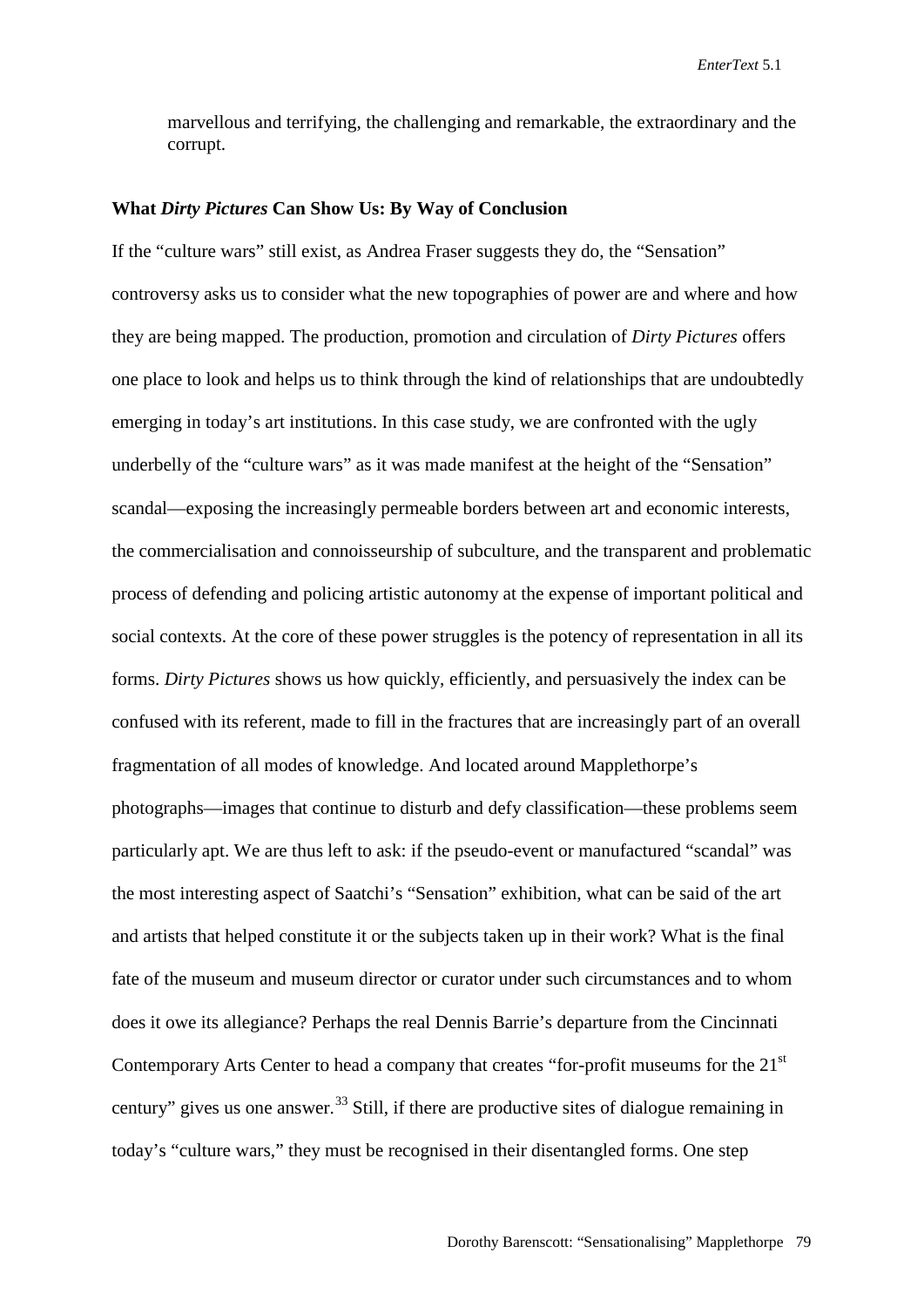marvellous and terrifying, the challenging and remarkable, the extraordinary and the corrupt.

## What *Dirty Pictures* Can Show Us: By Way of Conclusion

If the "culture wars" still exist, as Andrea Fraser suggests they do, the "Sensation" controversy asks us to consider what the new topographies of power are and where and how they are being mapped. The production, promotion and circulation of *Dirty Pictures* offers one place to look and helps us to think through the kind of relationships that are undoubtedly emerging in today's art institutions. In this case study, we are confronted with the ugly underbelly of the "culture wars" as it was made manifest at the height of the "Sensation" scandal—exposing the increasingly permeable borders between art and economic interests, the commercialisation and connoisseurship of subculture, and the transparent and problematic process of defending and policing artistic autonomy at the expense of important political and social contexts. At the core of these power struggles is the potency of representation in all its forms. *Dirty Pictures* shows us how quickly, efficiently, and persuasively the index can be confused with its referent, made to fill in the fractures that are increasingly part of an overall fragmentation of all modes of knowledge. And located around Mapplethorpe's photographs—images that continue to disturb and defy classification—these problems seem particularly apt. We are thus left to ask: if the pseudo-event or manufactured "scandal" was the most interesting aspect of Saatchi's "Sensation" exhibition, what can be said of the art and artists that helped constitute it or the subjects taken up in their work? What is the final fate of the museum and museum director or curator under such circumstances and to whom does it owe its allegiance? Perhaps the real Dennis Barrie's departure from the Cincinnati Contemporary Arts Center to head a company that creates "for-profit museums for the 21st century" gives us one answer.[33] Still, if there are productive sites of dialogue remaining in today's "culture wars," they must be recognised in their disentangled forms. One step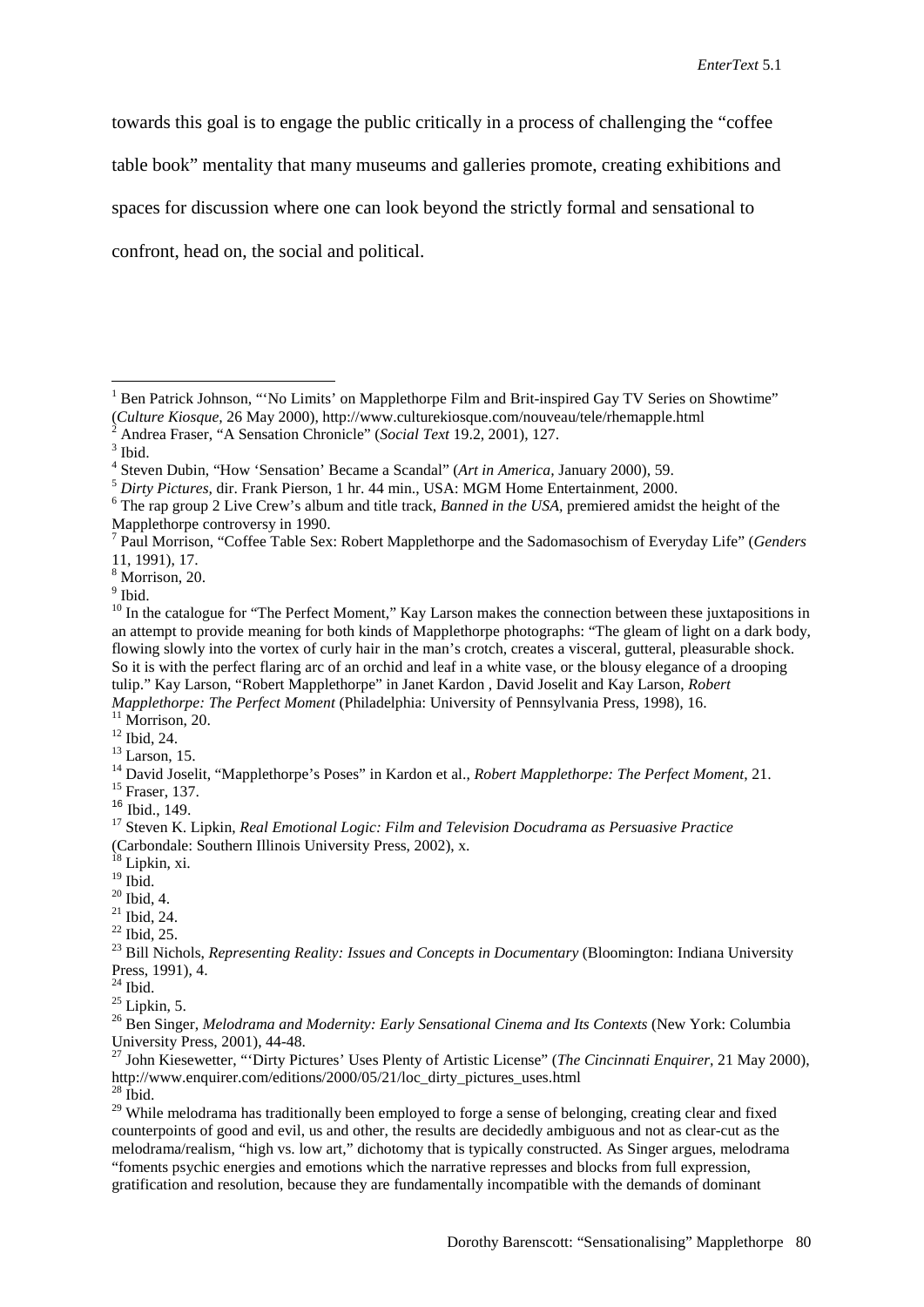towards this goal is to engage the public critically in a process of challenging the "coffee table book" mentality that many museums and galleries promote, creating exhibitions and spaces for discussion where one can look beyond the strictly formal and sensational to confront, head on, the social and political.

---

[1] Ben Patrick Johnson, "'No Limits' on Mapplethorpe Film and Brit-inspired Gay TV Series on Showtime" (*Culture Kiosque,* 26 May 2000), http://www.culturekiosque.com/nouveau/tele/rhemapple.html

[2] Andrea Fraser, "A Sensation Chronicle" (*Social Text* 19.2, 2001), 127.

[3] Ibid.

[4] Steven Dubin, "How 'Sensation' Became a Scandal" (*Art in America,* January 2000), 59.

[5] *Dirty Pictures,* dir. Frank Pierson, 1 hr. 44 min., USA: MGM Home Entertainment, 2000.

[6] The rap group 2 Live Crew's album and title track, *Banned in the USA,* premiered amidst the height of the Mapplethorpe controversy in 1990.

[7] Paul Morrison, "Coffee Table Sex: Robert Mapplethorpe and the Sadomasochism of Everyday Life" (*Genders* 11, 1991), 17.

[8] Morrison, 20.

[9] Ibid.

[10] In the catalogue for "The Perfect Moment," Kay Larson makes the connection between these juxtapositions in an attempt to provide meaning for both kinds of Mapplethorpe photographs: "The gleam of light on a dark body, flowing slowly into the vortex of curly hair in the man's crotch, creates a visceral, gutteral, pleasurable shock. So it is with the perfect flaring arc of an orchid and leaf in a white vase, or the blousy elegance of a drooping tulip." Kay Larson, "Robert Mapplethorpe" in Janet Kardon , David Joselit and Kay Larson, *Robert Mapplethorpe: The Perfect Moment* (Philadelphia: University of Pennsylvania Press, 1998), 16.

[11] Morrison, 20.

[12] Ibid, 24.

[13] Larson, 15.

[14] David Joselit, "Mapplethorpe's Poses" in Kardon et al., *Robert Mapplethorpe: The Perfect Moment,* 21.

[15] Fraser, 137.

[16] Ibid., 149.

[17] Steven K. Lipkin, *Real Emotional Logic: Film and Television Docudrama as Persuasive Practice* (Carbondale: Southern Illinois University Press, 2002), x.

[18] Lipkin, xi.

[19] Ibid.

[20] Ibid, 4.

[21] Ibid, 24.

[22] Ibid, 25.

[23] Bill Nichols, *Representing Reality: Issues and Concepts in Documentary* (Bloomington: Indiana University Press, 1991), 4.

[24] Ibid.

[25] Lipkin, 5.

[26] Ben Singer, *Melodrama and Modernity: Early Sensational Cinema and Its Contexts* (New York: Columbia University Press, 2001), 44-48.

[27] John Kiesewetter, "'Dirty Pictures' Uses Plenty of Artistic License" (*The Cincinnati Enquirer,* 21 May 2000), http://www.enquirer.com/editions/2000/05/21/loc_dirty_pictures_uses.html

[28] Ibid.

[29] While melodrama has traditionally been employed to forge a sense of belonging, creating clear and fixed counterpoints of good and evil, us and other, the results are decidedly ambiguous and not as clear-cut as the melodrama/realism, "high vs. low art," dichotomy that is typically constructed. As Singer argues, melodrama "foments psychic energies and emotions which the narrative represses and blocks from full expression, gratification and resolution, because they are fundamentally incompatible with the demands of dominant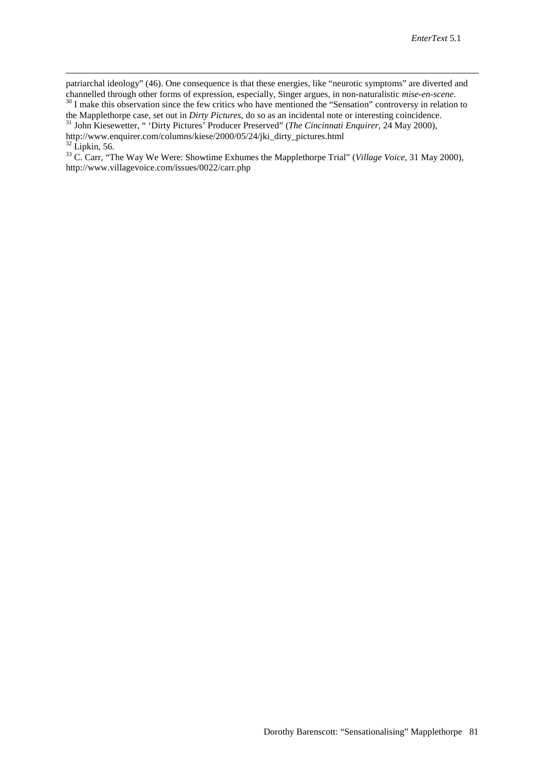patriarchal ideology" (46). One consequence is that these energies, like "neurotic symptoms" are diverted and channelled through other forms of expression, especially, Singer argues, in non-naturalistic *mise-en-scene*.

[30] I make this observation since the few critics who have mentioned the "Sensation" controversy in relation to the Mapplethorpe case, set out in *Dirty Pictures,* do so as an incidental note or interesting coincidence.

[31] John Kiesewetter, " 'Dirty Pictures' Producer Preserved" (*The Cincinnati Enquirer,* 24 May 2000), http://www.enquirer.com/columns/kiese/2000/05/24/jki_dirty_pictures.html

[32] Lipkin, 56.

[33] C. Carr, "The Way We Were: Showtime Exhumes the Mapplethorpe Trial" (*Village Voice,* 31 May 2000), http://www.villagevoice.com/issues/0022/carr.php